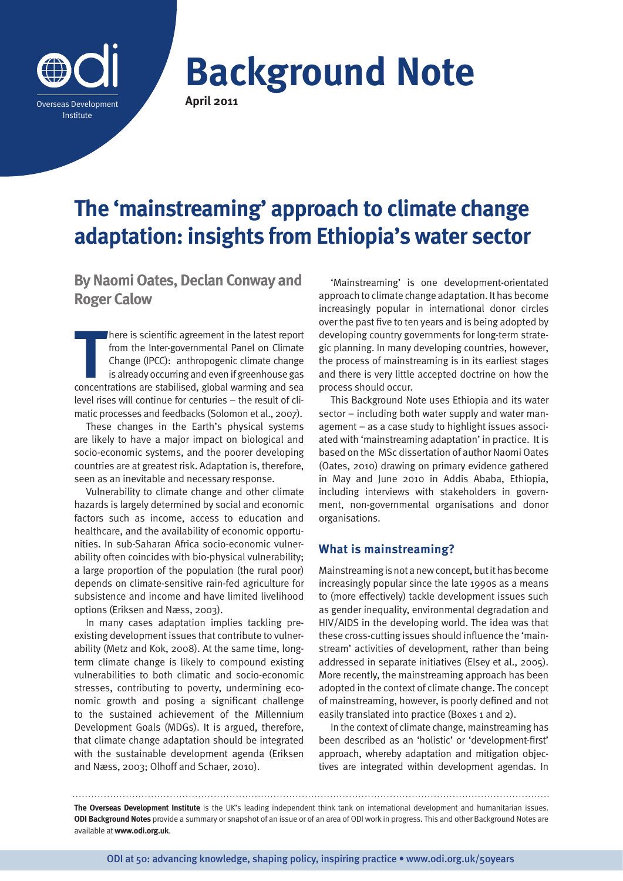# Background Note

**April 2011**

# The 'mainstreaming' approach to climate change adaptation: insights from Ethiopia's water sector

## By Naomi Oates, Declan Conway and Roger Calow

There is scientific agreement in the latest report from the Inter-governmental Panel on Climate Change (IPCC): anthropogenic climate change is already occurring and even if greenhouse gas concentrations are stabilised, global warming and sea level rises will continue for centuries – the result of climatic processes and feedbacks (Solomon et al., 2007).

These changes in the Earth's physical systems are likely to have a major impact on biological and socio-economic systems, and the poorer developing countries are at greatest risk. Adaptation is, therefore, seen as an inevitable and necessary response.

Vulnerability to climate change and other climate hazards is largely determined by social and economic factors such as income, access to education and healthcare, and the availability of economic opportunities. In sub-Saharan Africa socio-economic vulnerability often coincides with bio-physical vulnerability; a large proportion of the population (the rural poor) depends on climate-sensitive rain-fed agriculture for subsistence and income and have limited livelihood options (Eriksen and Næss, 2003).

In many cases adaptation implies tackling pre-existing development issues that contribute to vulnerability (Metz and Kok, 2008). At the same time, long-term climate change is likely to compound existing vulnerabilities to both climatic and socio-economic stresses, contributing to poverty, undermining economic growth and posing a significant challenge to the sustained achievement of the Millennium Development Goals (MDGs). It is argued, therefore, that climate change adaptation should be integrated with the sustainable development agenda (Eriksen and Næss, 2003; Olhoff and Schaer, 2010).

'Mainstreaming' is one development-orientated approach to climate change adaptation. It has become increasingly popular in international donor circles over the past five to ten years and is being adopted by developing country governments for long-term strategic planning. In many developing countries, however, the process of mainstreaming is in its earliest stages and there is very little accepted doctrine on how the process should occur.

This Background Note uses Ethiopia and its water sector – including both water supply and water management – as a case study to highlight issues associated with 'mainstreaming adaptation' in practice. It is based on the MSc dissertation of author Naomi Oates (Oates, 2010) drawing on primary evidence gathered in May and June 2010 in Addis Ababa, Ethiopia, including interviews with stakeholders in government, non-governmental organisations and donor organisations.

## What is mainstreaming?

Mainstreaming is not a new concept, but it has become increasingly popular since the late 1990s as a means to (more effectively) tackle development issues such as gender inequality, environmental degradation and HIV/AIDS in the developing world. The idea was that these cross-cutting issues should influence the 'mainstream' activities of development, rather than being addressed in separate initiatives (Elsey et al., 2005). More recently, the mainstreaming approach has been adopted in the context of climate change. The concept of mainstreaming, however, is poorly defined and not easily translated into practice (Boxes 1 and 2).

In the context of climate change, mainstreaming has been described as an 'holistic' or 'development-first' approach, whereby adaptation and mitigation objectives are integrated within development agendas. In

**The Overseas Development Institute** is the UK's leading independent think tank on international development and humanitarian issues. **ODI Background Notes** provide a summary or snapshot of an issue or of an area of ODI work in progress. This and other Background Notes are available at **www.odi.org.uk**.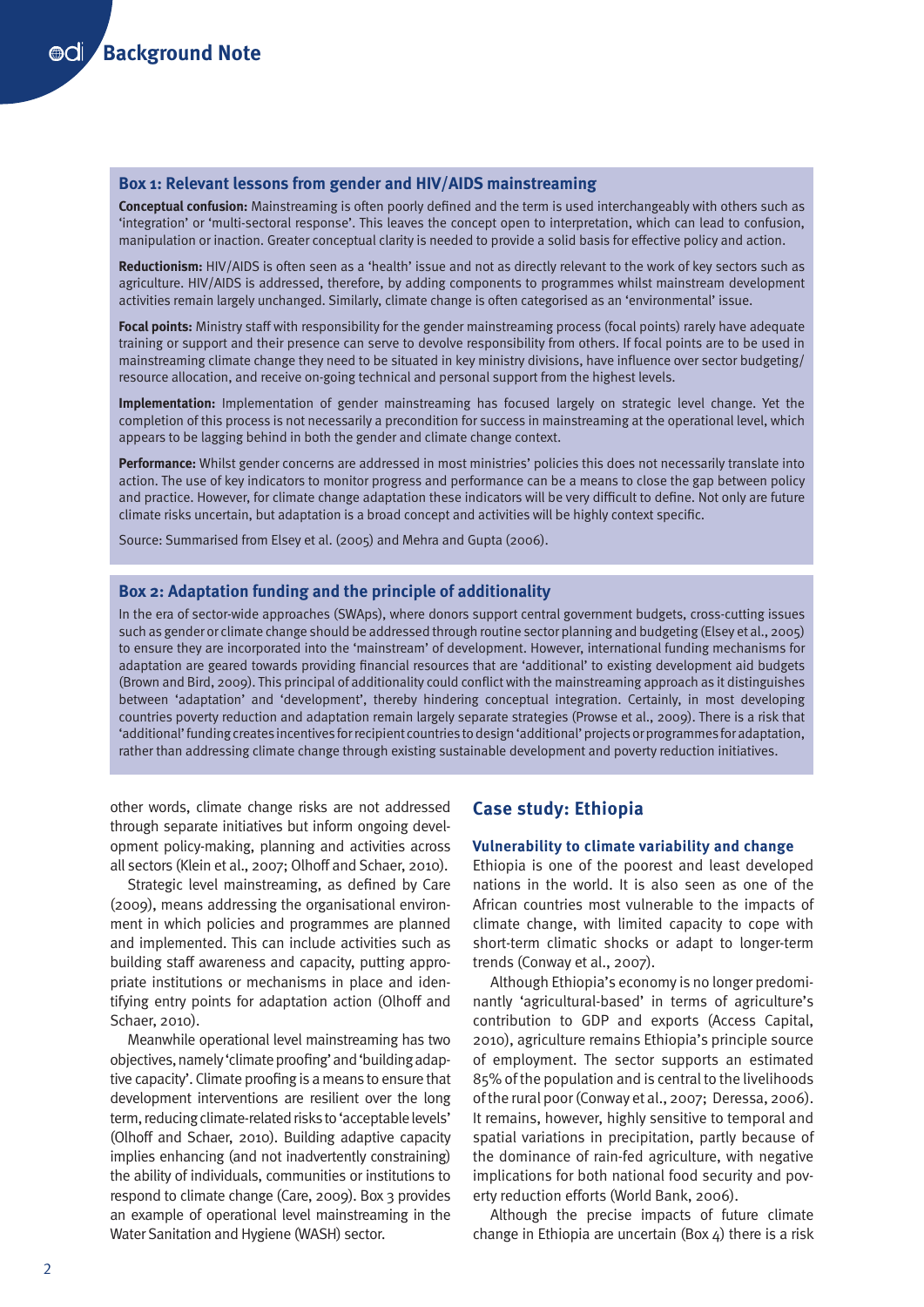### Box 1: Relevant lessons from gender and HIV/AIDS mainstreaming

**Conceptual confusion:** Mainstreaming is often poorly defined and the term is used interchangeably with others such as 'integration' or 'multi-sectoral response'. This leaves the concept open to interpretation, which can lead to confusion, manipulation or inaction. Greater conceptual clarity is needed to provide a solid basis for effective policy and action.

**Reductionism:** HIV/AIDS is often seen as a 'health' issue and not as directly relevant to the work of key sectors such as agriculture. HIV/AIDS is addressed, therefore, by adding components to programmes whilst mainstream development activities remain largely unchanged. Similarly, climate change is often categorised as an 'environmental' issue.

**Focal points:** Ministry staff with responsibility for the gender mainstreaming process (focal points) rarely have adequate training or support and their presence can serve to devolve responsibility from others. If focal points are to be used in mainstreaming climate change they need to be situated in key ministry divisions, have influence over sector budgeting/resource allocation, and receive on-going technical and personal support from the highest levels.

**Implementation:** Implementation of gender mainstreaming has focused largely on strategic level change. Yet the completion of this process is not necessarily a precondition for success in mainstreaming at the operational level, which appears to be lagging behind in both the gender and climate change context.

**Performance:** Whilst gender concerns are addressed in most ministries' policies this does not necessarily translate into action. The use of key indicators to monitor progress and performance can be a means to close the gap between policy and practice. However, for climate change adaptation these indicators will be very difficult to define. Not only are future climate risks uncertain, but adaptation is a broad concept and activities will be highly context specific.

Source: Summarised from Elsey et al. (2005) and Mehra and Gupta (2006).

### Box 2: Adaptation funding and the principle of additionality

In the era of sector-wide approaches (SWAps), where donors support central government budgets, cross-cutting issues such as gender or climate change should be addressed through routine sector planning and budgeting (Elsey et al., 2005) to ensure they are incorporated into the 'mainstream' of development. However, international funding mechanisms for adaptation are geared towards providing financial resources that are 'additional' to existing development aid budgets (Brown and Bird, 2009). This principal of additionality could conflict with the mainstreaming approach as it distinguishes between 'adaptation' and 'development', thereby hindering conceptual integration. Certainly, in most developing countries poverty reduction and adaptation remain largely separate strategies (Prowse et al., 2009). There is a risk that 'additional' funding creates incentives for recipient countries to design 'additional' projects or programmes for adaptation, rather than addressing climate change through existing sustainable development and poverty reduction initiatives.

other words, climate change risks are not addressed through separate initiatives but inform ongoing development policy-making, planning and activities across all sectors (Klein et al., 2007; Olhoff and Schaer, 2010).

Strategic level mainstreaming, as defined by Care (2009), means addressing the organisational environment in which policies and programmes are planned and implemented. This can include activities such as building staff awareness and capacity, putting appropriate institutions or mechanisms in place and identifying entry points for adaptation action (Olhoff and Schaer, 2010).

Meanwhile operational level mainstreaming has two objectives, namely 'climate proofing' and 'building adaptive capacity'. Climate proofing is a means to ensure that development interventions are resilient over the long term, reducing climate-related risks to 'acceptable levels' (Olhoff and Schaer, 2010). Building adaptive capacity implies enhancing (and not inadvertently constraining) the ability of individuals, communities or institutions to respond to climate change (Care, 2009). Box 3 provides an example of operational level mainstreaming in the Water Sanitation and Hygiene (WASH) sector.

## Case study: Ethiopia

### Vulnerability to climate variability and change

Ethiopia is one of the poorest and least developed nations in the world. It is also seen as one of the African countries most vulnerable to the impacts of climate change, with limited capacity to cope with short-term climatic shocks or adapt to longer-term trends (Conway et al., 2007).

Although Ethiopia's economy is no longer predominantly 'agricultural-based' in terms of agriculture's contribution to GDP and exports (Access Capital, 2010), agriculture remains Ethiopia's principle source of employment. The sector supports an estimated 85% of the population and is central to the livelihoods of the rural poor (Conway et al., 2007; Deressa, 2006). It remains, however, highly sensitive to temporal and spatial variations in precipitation, partly because of the dominance of rain-fed agriculture, with negative implications for both national food security and poverty reduction efforts (World Bank, 2006).

Although the precise impacts of future climate change in Ethiopia are uncertain (Box 4) there is a risk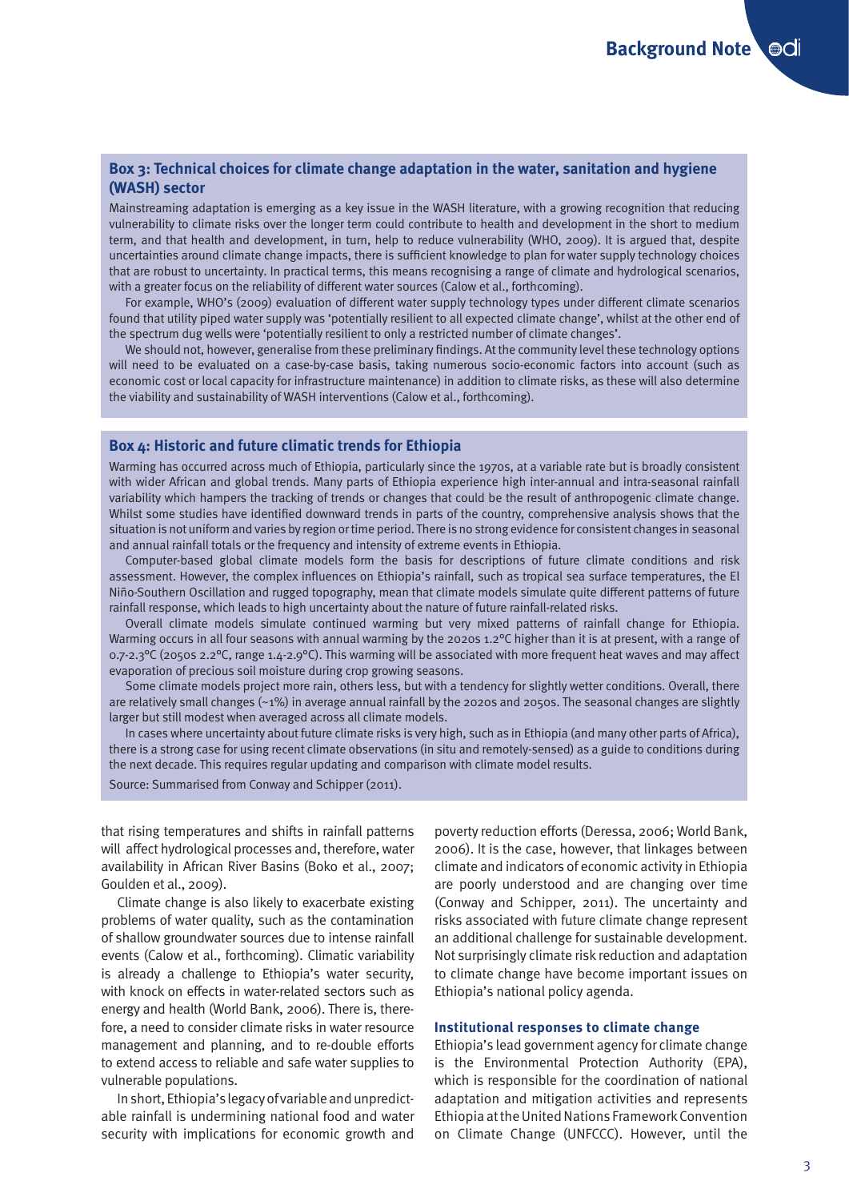### Box 3: Technical choices for climate change adaptation in the water, sanitation and hygiene (WASH) sector

Mainstreaming adaptation is emerging as a key issue in the WASH literature, with a growing recognition that reducing vulnerability to climate risks over the longer term could contribute to health and development in the short to medium term, and that health and development, in turn, help to reduce vulnerability (WHO, 2009). It is argued that, despite uncertainties around climate change impacts, there is sufficient knowledge to plan for water supply technology choices that are robust to uncertainty. In practical terms, this means recognising a range of climate and hydrological scenarios, with a greater focus on the reliability of different water sources (Calow et al., forthcoming).

For example, WHO's (2009) evaluation of different water supply technology types under different climate scenarios found that utility piped water supply was 'potentially resilient to all expected climate change', whilst at the other end of the spectrum dug wells were 'potentially resilient to only a restricted number of climate changes'.

We should not, however, generalise from these preliminary findings. At the community level these technology options will need to be evaluated on a case-by-case basis, taking numerous socio-economic factors into account (such as economic cost or local capacity for infrastructure maintenance) in addition to climate risks, as these will also determine the viability and sustainability of WASH interventions (Calow et al., forthcoming).

### Box 4: Historic and future climatic trends for Ethiopia

Warming has occurred across much of Ethiopia, particularly since the 1970s, at a variable rate but is broadly consistent with wider African and global trends. Many parts of Ethiopia experience high inter-annual and intra-seasonal rainfall variability which hampers the tracking of trends or changes that could be the result of anthropogenic climate change. Whilst some studies have identified downward trends in parts of the country, comprehensive analysis shows that the situation is not uniform and varies by region or time period. There is no strong evidence for consistent changes in seasonal and annual rainfall totals or the frequency and intensity of extreme events in Ethiopia.

Computer-based global climate models form the basis for descriptions of future climate conditions and risk assessment. However, the complex influences on Ethiopia's rainfall, such as tropical sea surface temperatures, the El Niño-Southern Oscillation and rugged topography, mean that climate models simulate quite different patterns of future rainfall response, which leads to high uncertainty about the nature of future rainfall-related risks.

Overall climate models simulate continued warming but very mixed patterns of rainfall change for Ethiopia. Warming occurs in all four seasons with annual warming by the 2020s 1.2°C higher than it is at present, with a range of 0.7-2.3°C (2050s 2.2°C, range 1.4-2.9°C). This warming will be associated with more frequent heat waves and may affect evaporation of precious soil moisture during crop growing seasons.

Some climate models project more rain, others less, but with a tendency for slightly wetter conditions. Overall, there are relatively small changes (~1%) in average annual rainfall by the 2020s and 2050s. The seasonal changes are slightly larger but still modest when averaged across all climate models.

In cases where uncertainty about future climate risks is very high, such as in Ethiopia (and many other parts of Africa), there is a strong case for using recent climate observations (in situ and remotely-sensed) as a guide to conditions during the next decade. This requires regular updating and comparison with climate model results.

Source: Summarised from Conway and Schipper (2011).

that rising temperatures and shifts in rainfall patterns will affect hydrological processes and, therefore, water availability in African River Basins (Boko et al., 2007; Goulden et al., 2009).

Climate change is also likely to exacerbate existing problems of water quality, such as the contamination of shallow groundwater sources due to intense rainfall events (Calow et al., forthcoming). Climatic variability is already a challenge to Ethiopia's water security, with knock on effects in water-related sectors such as energy and health (World Bank, 2006). There is, therefore, a need to consider climate risks in water resource management and planning, and to re-double efforts to extend access to reliable and safe water supplies to vulnerable populations.

In short, Ethiopia's legacy of variable and unpredictable rainfall is undermining national food and water security with implications for economic growth and poverty reduction efforts (Deressa, 2006; World Bank, 2006). It is the case, however, that linkages between climate and indicators of economic activity in Ethiopia are poorly understood and are changing over time (Conway and Schipper, 2011). The uncertainty and risks associated with future climate change represent an additional challenge for sustainable development. Not surprisingly climate risk reduction and adaptation to climate change have become important issues on Ethiopia's national policy agenda.

#### Institutional responses to climate change

Ethiopia's lead government agency for climate change is the Environmental Protection Authority (EPA), which is responsible for the coordination of national adaptation and mitigation activities and represents Ethiopia at the United Nations Framework Convention on Climate Change (UNFCCC). However, until the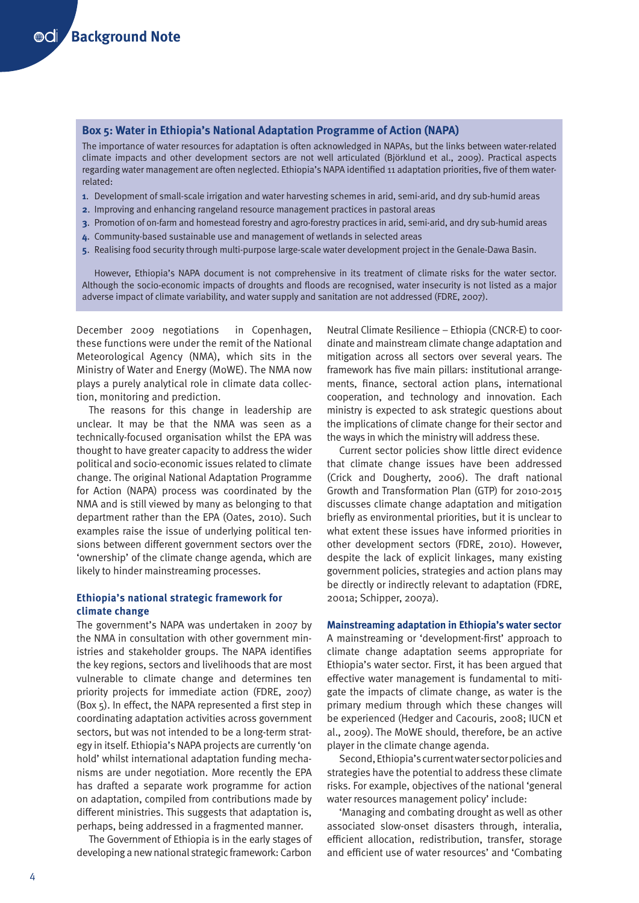**Box 5: Water in Ethiopia's National Adaptation Programme of Action (NAPA)**

The importance of water resources for adaptation is often acknowledged in NAPAs, but the links between water-related climate impacts and other development sectors are not well articulated (Björklund et al., 2009). Practical aspects regarding water management are often neglected. Ethiopia's NAPA identified 11 adaptation priorities, five of them water-related:

1. Development of small-scale irrigation and water harvesting schemes in arid, semi-arid, and dry sub-humid areas
2. Improving and enhancing rangeland resource management practices in pastoral areas
3. Promotion of on-farm and homestead forestry and agro-forestry practices in arid, semi-arid, and dry sub-humid areas
4. Community-based sustainable use and management of wetlands in selected areas
5. Realising food security through multi-purpose large-scale water development project in the Genale-Dawa Basin.

However, Ethiopia's NAPA document is not comprehensive in its treatment of climate risks for the water sector. Although the socio-economic impacts of droughts and floods are recognised, water insecurity is not listed as a major adverse impact of climate variability, and water supply and sanitation are not addressed (FDRE, 2007).

December 2009 negotiations in Copenhagen, these functions were under the remit of the National Meteorological Agency (NMA), which sits in the Ministry of Water and Energy (MoWE). The NMA now plays a purely analytical role in climate data collection, monitoring and prediction.

The reasons for this change in leadership are unclear. It may be that the NMA was seen as a technically-focused organisation whilst the EPA was thought to have greater capacity to address the wider political and socio-economic issues related to climate change. The original National Adaptation Programme for Action (NAPA) process was coordinated by the NMA and is still viewed by many as belonging to that department rather than the EPA (Oates, 2010). Such examples raise the issue of underlying political tensions between different government sectors over the 'ownership' of the climate change agenda, which are likely to hinder mainstreaming processes.

### Ethiopia's national strategic framework for climate change

The government's NAPA was undertaken in 2007 by the NMA in consultation with other government ministries and stakeholder groups. The NAPA identifies the key regions, sectors and livelihoods that are most vulnerable to climate change and determines ten priority projects for immediate action (FDRE, 2007) (Box 5). In effect, the NAPA represented a first step in coordinating adaptation activities across government sectors, but was not intended to be a long-term strategy in itself. Ethiopia's NAPA projects are currently 'on hold' whilst international adaptation funding mechanisms are under negotiation. More recently the EPA has drafted a separate work programme for action on adaptation, compiled from contributions made by different ministries. This suggests that adaptation is, perhaps, being addressed in a fragmented manner.

The Government of Ethiopia is in the early stages of developing a new national strategic framework: Carbon Neutral Climate Resilience – Ethiopia (CNCR-E) to coordinate and mainstream climate change adaptation and mitigation across all sectors over several years. The framework has five main pillars: institutional arrangements, finance, sectoral action plans, international cooperation, and technology and innovation. Each ministry is expected to ask strategic questions about the implications of climate change for their sector and the ways in which the ministry will address these.

Current sector policies show little direct evidence that climate change issues have been addressed (Crick and Dougherty, 2006). The draft national Growth and Transformation Plan (GTP) for 2010-2015 discusses climate change adaptation and mitigation briefly as environmental priorities, but it is unclear to what extent these issues have informed priorities in other development sectors (FDRE, 2010). However, despite the lack of explicit linkages, many existing government policies, strategies and action plans may be directly or indirectly relevant to adaptation (FDRE, 2001a; Schipper, 2007a).

### Mainstreaming adaptation in Ethiopia's water sector

A mainstreaming or 'development-first' approach to climate change adaptation seems appropriate for Ethiopia's water sector. First, it has been argued that effective water management is fundamental to mitigate the impacts of climate change, as water is the primary medium through which these changes will be experienced (Hedger and Cacouris, 2008; IUCN et al., 2009). The MoWE should, therefore, be an active player in the climate change agenda.

Second, Ethiopia's current water sector policies and strategies have the potential to address these climate risks. For example, objectives of the national 'general water resources management policy' include:

'Managing and combating drought as well as other associated slow-onset disasters through, interalia, efficient allocation, redistribution, transfer, storage and efficient use of water resources' and 'Combating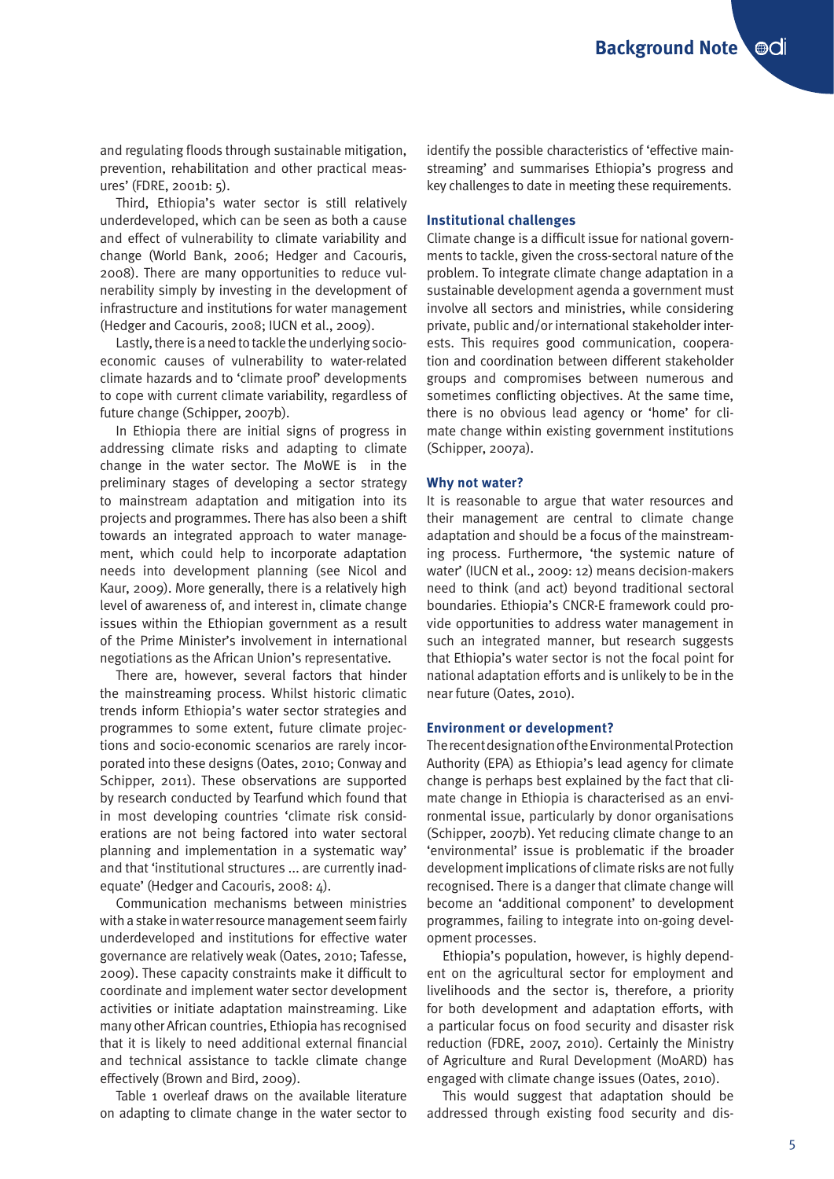and regulating floods through sustainable mitigation, prevention, rehabilitation and other practical measures' (FDRE, 2001b: 5).

Third, Ethiopia's water sector is still relatively underdeveloped, which can be seen as both a cause and effect of vulnerability to climate variability and change (World Bank, 2006; Hedger and Cacouris, 2008). There are many opportunities to reduce vulnerability simply by investing in the development of infrastructure and institutions for water management (Hedger and Cacouris, 2008; IUCN et al., 2009).

Lastly, there is a need to tackle the underlying socio-economic causes of vulnerability to water-related climate hazards and to 'climate proof' developments to cope with current climate variability, regardless of future change (Schipper, 2007b).

In Ethiopia there are initial signs of progress in addressing climate risks and adapting to climate change in the water sector. The MoWE is in the preliminary stages of developing a sector strategy to mainstream adaptation and mitigation into its projects and programmes. There has also been a shift towards an integrated approach to water management, which could help to incorporate adaptation needs into development planning (see Nicol and Kaur, 2009). More generally, there is a relatively high level of awareness of, and interest in, climate change issues within the Ethiopian government as a result of the Prime Minister's involvement in international negotiations as the African Union's representative.

There are, however, several factors that hinder the mainstreaming process. Whilst historic climatic trends inform Ethiopia's water sector strategies and programmes to some extent, future climate projections and socio-economic scenarios are rarely incorporated into these designs (Oates, 2010; Conway and Schipper, 2011). These observations are supported by research conducted by Tearfund which found that in most developing countries 'climate risk considerations are not being factored into water sectoral planning and implementation in a systematic way' and that 'institutional structures ... are currently inadequate' (Hedger and Cacouris, 2008: 4).

Communication mechanisms between ministries with a stake in water resource management seem fairly underdeveloped and institutions for effective water governance are relatively weak (Oates, 2010; Tafesse, 2009). These capacity constraints make it difficult to coordinate and implement water sector development activities or initiate adaptation mainstreaming. Like many other African countries, Ethiopia has recognised that it is likely to need additional external financial and technical assistance to tackle climate change effectively (Brown and Bird, 2009).

Table 1 overleaf draws on the available literature on adapting to climate change in the water sector to identify the possible characteristics of 'effective mainstreaming' and summarises Ethiopia's progress and key challenges to date in meeting these requirements.

### Institutional challenges

Climate change is a difficult issue for national governments to tackle, given the cross-sectoral nature of the problem. To integrate climate change adaptation in a sustainable development agenda a government must involve all sectors and ministries, while considering private, public and/or international stakeholder interests. This requires good communication, cooperation and coordination between different stakeholder groups and compromises between numerous and sometimes conflicting objectives. At the same time, there is no obvious lead agency or 'home' for climate change within existing government institutions (Schipper, 2007a).

### Why not water?

It is reasonable to argue that water resources and their management are central to climate change adaptation and should be a focus of the mainstreaming process. Furthermore, 'the systemic nature of water' (IUCN et al., 2009: 12) means decision-makers need to think (and act) beyond traditional sectoral boundaries. Ethiopia's CNCR-E framework could provide opportunities to address water management in such an integrated manner, but research suggests that Ethiopia's water sector is not the focal point for national adaptation efforts and is unlikely to be in the near future (Oates, 2010).

### Environment or development?

The recent designation of the Environmental Protection Authority (EPA) as Ethiopia's lead agency for climate change is perhaps best explained by the fact that climate change in Ethiopia is characterised as an environmental issue, particularly by donor organisations (Schipper, 2007b). Yet reducing climate change to an 'environmental' issue is problematic if the broader development implications of climate risks are not fully recognised. There is a danger that climate change will become an 'additional component' to development programmes, failing to integrate into on-going development processes.

Ethiopia's population, however, is highly dependent on the agricultural sector for employment and livelihoods and the sector is, therefore, a priority for both development and adaptation efforts, with a particular focus on food security and disaster risk reduction (FDRE, 2007, 2010). Certainly the Ministry of Agriculture and Rural Development (MoARD) has engaged with climate change issues (Oates, 2010).

This would suggest that adaptation should be addressed through existing food security and dis-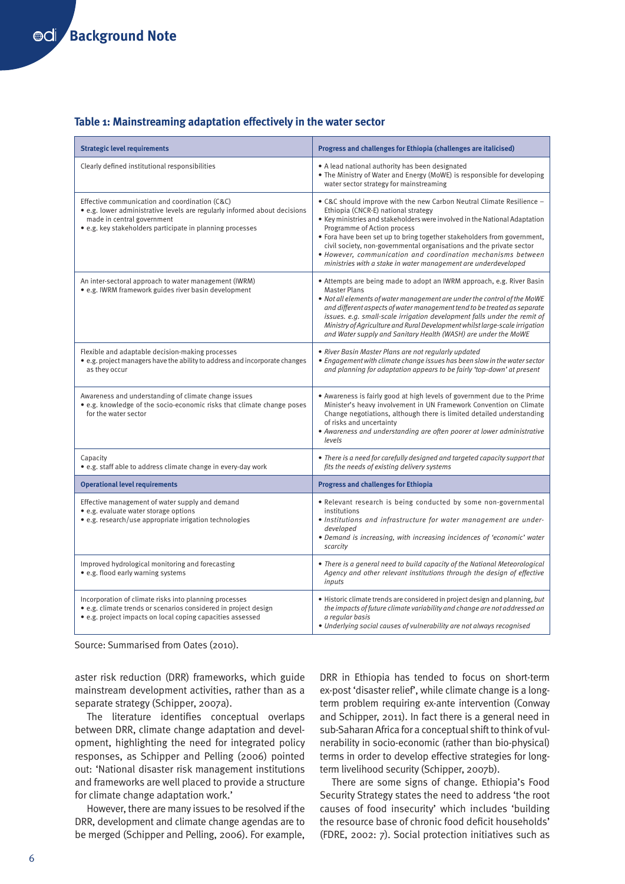### Table 1: Mainstreaming adaptation effectively in the water sector

| Strategic level requirements | Progress and challenges for Ethiopia (challenges are italicised) |
|---|---|
| Clearly defined institutional responsibilities | • A lead national authority has been designated<br>• The Ministry of Water and Energy (MoWE) is responsible for developing water sector strategy for mainstreaming |
| Effective communication and coordination (C&C)<br>• e.g. lower administrative levels are regularly informed about decisions made in central government<br>• e.g. key stakeholders participate in planning processes | • C&C should improve with the new Carbon Neutral Climate Resilience – Ethiopia (CNCR-E) national strategy<br>• Key ministries and stakeholders were involved in the National Adaptation Programme of Action process<br>• Fora have been set up to bring together stakeholders from government, civil society, non-governmental organisations and the private sector<br>• *However, communication and coordination mechanisms between ministries with a stake in water management are underdeveloped* |
| An inter-sectoral approach to water management (IWRM)<br>• e.g. IWRM framework guides river basin development | • Attempts are being made to adopt an IWRM approach, e.g. River Basin Master Plans<br>• *Not all elements of water management are under the control of the MoWE and different aspects of water management tend to be treated as separate issues. e.g. small-scale irrigation development falls under the remit of Ministry of Agriculture and Rural Development whilst large-scale irrigation and Water supply and Sanitary Health (WASH) are under the MoWE* |
| Flexible and adaptable decision-making processes<br>• e.g. project managers have the ability to address and incorporate changes as they occur | • *River Basin Master Plans are not regularly updated*<br>• *Engagement with climate change issues has been slow in the water sector and planning for adaptation appears to be fairly 'top-down' at present* |
| Awareness and understanding of climate change issues<br>• e.g. knowledge of the socio-economic risks that climate change poses for the water sector | • Awareness is fairly good at high levels of government due to the Prime Minister's heavy involvement in UN Framework Convention on Climate Change negotiations, although there is limited detailed understanding of risks and uncertainty<br>• *Awareness and understanding are often poorer at lower administrative levels* |
| Capacity<br>• e.g. staff able to address climate change in every-day work | • *There is a need for carefully designed and targeted capacity support that fits the needs of existing delivery systems* |
| **Operational level requirements** | **Progress and challenges for Ethiopia** |
| Effective management of water supply and demand<br>• e.g. evaluate water storage options<br>• e.g. research/use appropriate irrigation technologies | • Relevant research is being conducted by some non-governmental institutions<br>• *Institutions and infrastructure for water management are under-developed*<br>• *Demand is increasing, with increasing incidences of 'economic' water scarcity* |
| Improved hydrological monitoring and forecasting<br>• e.g. flood early warning systems | • *There is a general need to build capacity of the National Meteorological Agency and other relevant institutions through the design of effective inputs* |
| Incorporation of climate risks into planning processes<br>• e.g. climate trends or scenarios considered in project design<br>• e.g. project impacts on local coping capacities assessed | • Historic climate trends are considered in project design and planning, *but the impacts of future climate variability and change are not addressed on a regular basis*<br>• *Underlying social causes of vulnerability are not always recognised* |

Source: Summarised from Oates (2010).

aster risk reduction (DRR) frameworks, which guide mainstream development activities, rather than as a separate strategy (Schipper, 2007a).

The literature identifies conceptual overlaps between DRR, climate change adaptation and development, highlighting the need for integrated policy responses, as Schipper and Pelling (2006) pointed out: 'National disaster risk management institutions and frameworks are well placed to provide a structure for climate change adaptation work.'

However, there are many issues to be resolved if the DRR, development and climate change agendas are to be merged (Schipper and Pelling, 2006). For example, DRR in Ethiopia has tended to focus on short-term ex-post 'disaster relief', while climate change is a long-term problem requiring ex-ante intervention (Conway and Schipper, 2011). In fact there is a general need in sub-Saharan Africa for a conceptual shift to think of vulnerability in socio-economic (rather than bio-physical) terms in order to develop effective strategies for long-term livelihood security (Schipper, 2007b).

There are some signs of change. Ethiopia's Food Security Strategy states the need to address 'the root causes of food insecurity' which includes 'building the resource base of chronic food deficit households' (FDRE, 2002: 7). Social protection initiatives such as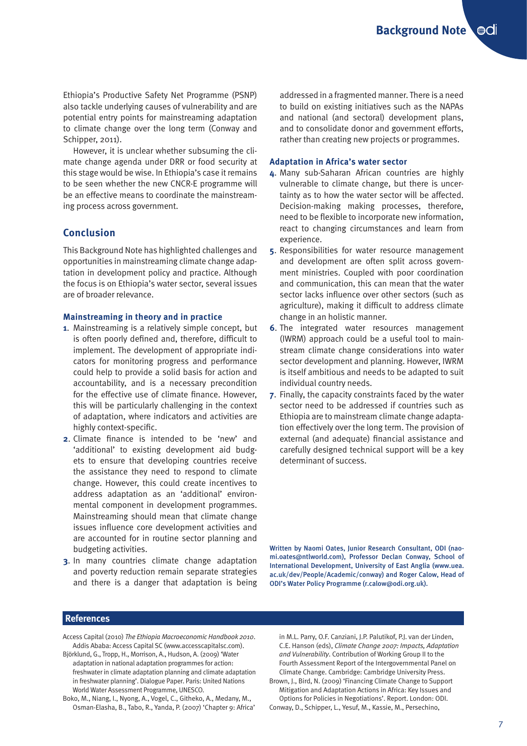Ethiopia's Productive Safety Net Programme (PSNP) also tackle underlying causes of vulnerability and are potential entry points for mainstreaming adaptation to climate change over the long term (Conway and Schipper, 2011).

However, it is unclear whether subsuming the climate change agenda under DRR or food security at this stage would be wise. In Ethiopia's case it remains to be seen whether the new CNCR-E programme will be an effective means to coordinate the mainstreaming process across government.

## Conclusion

This Background Note has highlighted challenges and opportunities in mainstreaming climate change adaptation in development policy and practice. Although the focus is on Ethiopia's water sector, several issues are of broader relevance.

### Mainstreaming in theory and in practice

1. Mainstreaming is a relatively simple concept, but is often poorly defined and, therefore, difficult to implement. The development of appropriate indicators for monitoring progress and performance could help to provide a solid basis for action and accountability, and is a necessary precondition for the effective use of climate finance. However, this will be particularly challenging in the context of adaptation, where indicators and activities are highly context-specific.
2. Climate finance is intended to be 'new' and 'additional' to existing development aid budgets to ensure that developing countries receive the assistance they need to respond to climate change. However, this could create incentives to address adaptation as an 'additional' environmental component in development programmes. Mainstreaming should mean that climate change issues influence core development activities and are accounted for in routine sector planning and budgeting activities.
3. In many countries climate change adaptation and poverty reduction remain separate strategies and there is a danger that adaptation is being addressed in a fragmented manner. There is a need to build on existing initiatives such as the NAPAs and national (and sectoral) development plans, and to consolidate donor and government efforts, rather than creating new projects or programmes.

### Adaptation in Africa's water sector

4. Many sub-Saharan African countries are highly vulnerable to climate change, but there is uncertainty as to how the water sector will be affected. Decision-making making processes, therefore, need to be flexible to incorporate new information, react to changing circumstances and learn from experience.
5. Responsibilities for water resource management and development are often split across government ministries. Coupled with poor coordination and communication, this can mean that the water sector lacks influence over other sectors (such as agriculture), making it difficult to address climate change in an holistic manner.
6. The integrated water resources management (IWRM) approach could be a useful tool to mainstream climate change considerations into water sector development and planning. However, IWRM is itself ambitious and needs to be adapted to suit individual country needs.
7. Finally, the capacity constraints faced by the water sector need to be addressed if countries such as Ethiopia are to mainstream climate change adaptation effectively over the long term. The provision of external (and adequate) financial assistance and carefully designed technical support will be a key determinant of success.

**Written by Naomi Oates, Junior Research Consultant, ODI (naomi.oates@ntlworld.com), Professor Declan Conway, School of International Development, University of East Anglia (www.uea.ac.uk/dev/People/Academic/conway) and Roger Calow, Head of ODI's Water Policy Programme (r.calow@odi.org.uk).**

## References

Access Capital (2010) *The Ethiopia Macroeconomic Handbook 2010*. Addis Ababa: Access Capital SC (www.accesscapitalsc.com).

Björklund, G., Tropp, H., Morrison, A., Hudson, A. (2009) 'Water adaptation in national adaptation programmes for action: freshwater in climate adaptation planning and climate adaptation in freshwater planning'. Dialogue Paper. Paris: United Nations World Water Assessment Programme, UNESCO.

Boko, M., Niang, I., Nyong, A., Vogel, C., Githeko, A., Medany, M., Osman-Elasha, B., Tabo, R., Yanda, P. (2007) 'Chapter 9: Africa' in M.L. Parry, O.F. Canziani, J.P. Palutikof, P.J. van der Linden, C.E. Hanson (eds), *Climate Change 2007: Impacts, Adaptation and Vulnerability*. Contribution of Working Group II to the Fourth Assessment Report of the Intergovernmental Panel on Climate Change. Cambridge: Cambridge University Press.

Brown, J., Bird, N. (2009) 'Financing Climate Change to Support Mitigation and Adaptation Actions in Africa: Key Issues and Options for Policies in Negotiations'. Report. London: ODI.

Conway, D., Schipper, L., Yesuf, M., Kassie, M., Persechino,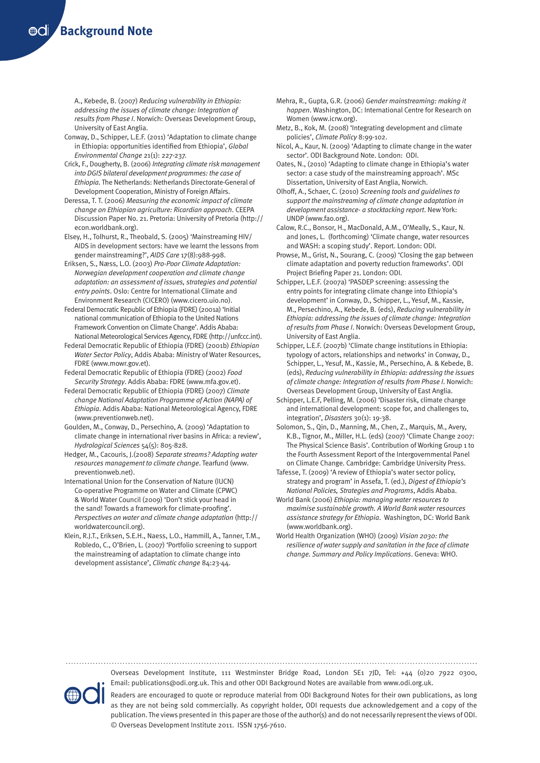A., Kebede, B. (2007) *Reducing vulnerability in Ethiopia: addressing the issues of climate change: Integration of results from Phase I*. Norwich: Overseas Development Group, University of East Anglia.

Conway, D., Schipper, L.E.F. (2011) 'Adaptation to climate change in Ethiopia: opportunities identified from Ethiopia', *Global Environmental Change* 21(1): 227-237.

Crick, F., Dougherty, B. (2006) *Integrating climate risk management into DGIS bilateral development programmes: the case of Ethiopia*. The Netherlands: Netherlands Directorate-General of Development Cooperation, Ministry of Foreign Affairs.

Deressa, T. T. (2006) *Measuring the economic impact of climate change on Ethiopian agriculture: Ricardian approach*. CEEPA Discussion Paper No. 21. Pretoria: University of Pretoria (http://econ.worldbank.org).

Elsey, H., Tolhurst, R., Theobald, S. (2005) 'Mainstreaming HIV/AIDS in development sectors: have we learnt the lessons from gender mainstreaming?', *AIDS Care* 17(8):988-998.

Eriksen, S., Næss, L.O. (2003) *Pro-Poor Climate Adaptation: Norwegian development cooperation and climate change adaptation: an assessment of issues, strategies and potential entry points*. Oslo: Centre for International Climate and Environment Research (CICERO) (www.cicero.uio.no).

Federal Democratic Republic of Ethiopia (FDRE) (2001a) 'Initial national communication of Ethiopia to the United Nations Framework Convention on Climate Change'. Addis Ababa: National Meteorological Services Agency, FDRE (http://unfccc.int).

Federal Democratic Republic of Ethiopia (FDRE) (2001b) *Ethiopian Water Sector Policy*, Addis Ababa: Ministry of Water Resources, FDRE (www.mowr.gov.et).

Federal Democratic Republic of Ethiopia (FDRE) (2002) *Food Security Strategy*. Addis Ababa: FDRE (www.mfa.gov.et).

Federal Democratic Republic of Ethiopia (FDRE) (2007) *Climate change National Adaptation Programme of Action (NAPA) of Ethiopia*. Addis Ababa: National Meteorological Agency, FDRE (www.preventionweb.net).

Goulden, M., Conway, D., Persechino, A. (2009) 'Adaptation to climate change in international river basins in Africa: a review', *Hydrological Sciences* 54(5): 805-828.

Hedger, M., Cacouris, J.(2008) *Separate streams? Adapting water resources management to climate change*. Tearfund (www.preventionweb.net).

International Union for the Conservation of Nature (IUCN) Co-operative Programme on Water and Climate (CPWC) & World Water Council (2009) 'Don't stick your head in the sand! Towards a framework for climate-proofing'. *Perspectives on water and climate change adaptation* (http://worldwatercouncil.org).

Klein, R.J.T., Eriksen, S.E.H., Naess, L.O., Hammill, A., Tanner, T.M., Robledo, C., O'Brien, L. (2007) 'Portfolio screening to support the mainstreaming of adaptation to climate change into development assistance', *Climatic change* 84:23-44.

Mehra, R., Gupta, G.R. (2006) *Gender mainstreaming: making it happen*. Washington, DC: International Centre for Research on Women (www.icrw.org).

Metz, B., Kok, M. (2008) 'Integrating development and climate policies', *Climate Policy* 8:99-102.

Nicol, A., Kaur, N. (2009) 'Adapting to climate change in the water sector'. ODI Background Note. London: ODI.

Oates, N., (2010) 'Adapting to climate change in Ethiopia's water sector: a case study of the mainstreaming approach'. MSc Dissertation, University of East Anglia, Norwich.

Olhoff, A., Schaer, C. (2010) *Screening tools and guidelines to support the mainstreaming of climate change adaptation in development assistance- a stocktacking report*. New York: UNDP (www.fao.org).

Calow, R.C., Bonsor, H., MacDonald, A.M., O'Meally, S., Kaur, N. and Jones, L. (forthcoming) 'Climate change, water resources and WASH: a scoping study'. Report. London: ODI.

Prowse, M., Grist, N., Sourang, C. (2009) 'Closing the gap between climate adaptation and poverty reduction frameworks'. ODI Project Briefing Paper 21. London: ODI.

Schipper, L.E.F. (2007a) 'PASDEP screening: assessing the entry points for integrating climate change into Ethiopia's development' in Conway, D., Schipper, L., Yesuf, M., Kassie, M., Persechino, A., Kebede, B. (eds), *Reducing vulnerability in Ethiopia: addressing the issues of climate change: Integration of results from Phase I*. Norwich: Overseas Development Group, University of East Anglia.

Schipper, L.E.F. (2007b) 'Climate change institutions in Ethiopia: typology of actors, relationships and networks' in Conway, D., Schipper, L., Yesuf, M., Kassie, M., Persechino, A. & Kebede, B. (eds), *Reducing vulnerability in Ethiopia: addressing the issues of climate change: Integration of results from Phase I*. Norwich: Overseas Development Group, University of East Anglia.

Schipper, L.E.F, Pelling, M. (2006) 'Disaster risk, climate change and international development: scope for, and challenges to, integration', *Disasters* 30(1): 19-38.

Solomon, S., Qin, D., Manning, M., Chen, Z., Marquis, M., Avery, K.B., Tignor, M., Miller, H.L. (eds) (2007) 'Climate Change 2007: The Physical Science Basis'. Contribution of Working Group 1 to the Fourth Assessment Report of the Intergovernmental Panel on Climate Change. Cambridge: Cambridge University Press.

Tafesse, T. (2009) 'A review of Ethiopia's water sector policy, strategy and program' in Assefa, T. (ed.), *Digest of Ethiopia's National Policies, Strategies and Programs*, Addis Ababa.

World Bank (2006) *Ethiopia: managing water resources to maximise sustainable growth. A World Bank water resources assistance strategy for Ethiopia*. Washington, DC: World Bank (www.worldbank.org).

World Health Organization (WHO) (2009) *Vision 2030: the resilience of water supply and sanitation in the face of climate change. Summary and Policy Implications*. Geneva: WHO.

Overseas Development Institute, 111 Westminster Bridge Road, London SE1 7JD, Tel: +44 (0)20 7922 0300, Email: publications@odi.org.uk. This and other ODI Background Notes are available from www.odi.org.uk.

Readers are encouraged to quote or reproduce material from ODI Background Notes for their own publications, as long as they are not being sold commercially. As copyright holder, ODI requests due acknowledgement and a copy of the publication. The views presented in this paper are those of the author(s) and do not necessarily represent the views of ODI. © Overseas Development Institute 2011. ISSN 1756-7610.